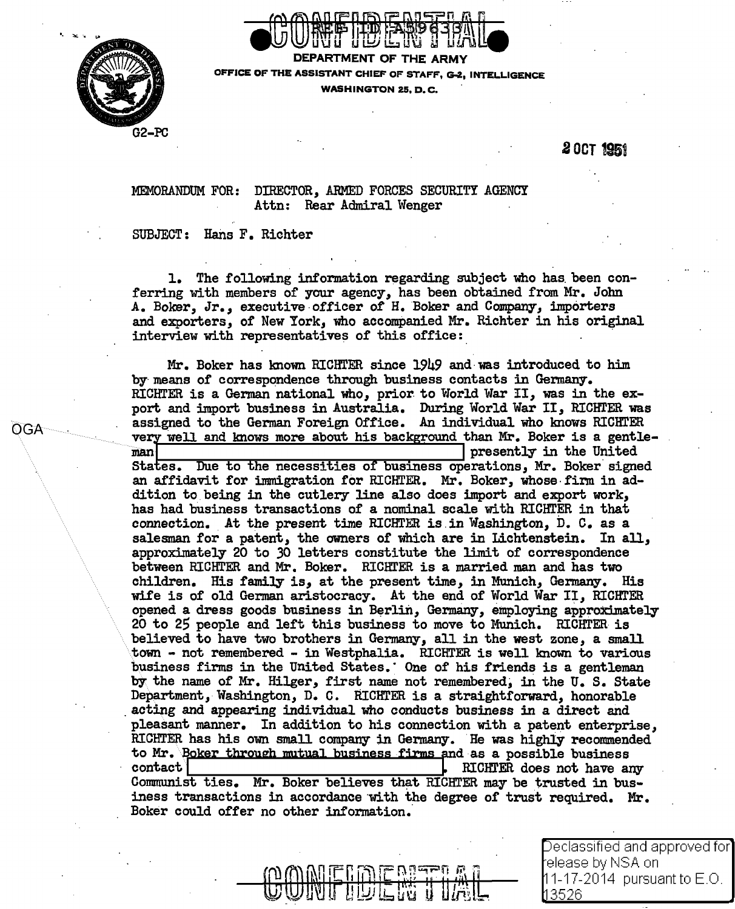CONFIDENTIAL

REF ID:A59638

DEPARTMENT OF THE ARMY
OFFICE OF THE ASSISTANT CHIEF OF STAFF, G-2, INTELLIGENCE
WASHINGTON 25, D. C.

G2-PC

2 OCT 1951

MEMORANDUM FOR: DIRECTOR, ARMED FORCES SECURITY AGENCY
Attn: Rear Admiral Wenger

SUBJECT: Hans F. Richter

1. The following information regarding subject who has been conferring with members of your agency, has been obtained from Mr. John A. Boker, Jr., executive officer of H. Boker and Company, importers and exporters, of New York, who accompanied Mr. Richter in his original interview with representatives of this office:

Mr. Boker has known RICHTER since 1949 and was introduced to him by means of correspondence through business contacts in Germany. RICHTER is a German national who, prior to World War II, was in the export and import business in Australia. During World War II, RICHTER was assigned to the German Foreign Office. An individual who knows RICHTER very well and knows more about his background than Mr. Boker is a gentleman [OGA] presently in the United States. Due to the necessities of business operations, Mr. Boker signed an affidavit for immigration for RICHTER. Mr. Boker, whose firm in addition to being in the cutlery line also does import and export work, has had business transactions of a nominal scale with RICHTER in that connection. At the present time RICHTER is in Washington, D. C. as a salesman for a patent, the owners of which are in Lichtenstein. In all, approximately 20 to 30 letters constitute the limit of correspondence between RICHTER and Mr. Boker. RICHTER is a married man and has two children. His family is, at the present time, in Munich, Germany. His wife is of old German aristocracy. At the end of World War II, RICHTER opened a dress goods business in Berlin, Germany, employing approximately 20 to 25 people and left this business to move to Munich. RICHTER is believed to have two brothers in Germany, all in the west zone, a small town - not remembered - in Westphalia. RICHTER is well known to various business firms in the United States. One of his friends is a gentleman by the name of Mr. Hilger, first name not remembered, in the U. S. State Department, Washington, D. C. RICHTER is a straightforward, honorable acting and appearing individual who conducts business in a direct and pleasant manner. In addition to his connection with a patent enterprise, RICHTER has his own small company in Germany. He was highly recommended to Mr. Boker through mutual business firms and as a possible business contact [OGA]. RICHTER does not have any Communist ties. Mr. Boker believes that RICHTER may be trusted in business transactions in accordance with the degree of trust required. Mr. Boker could offer no other information.

CONFIDENTIAL

Declassified and approved for release by NSA on 11-17-2014 pursuant to E.O. 13526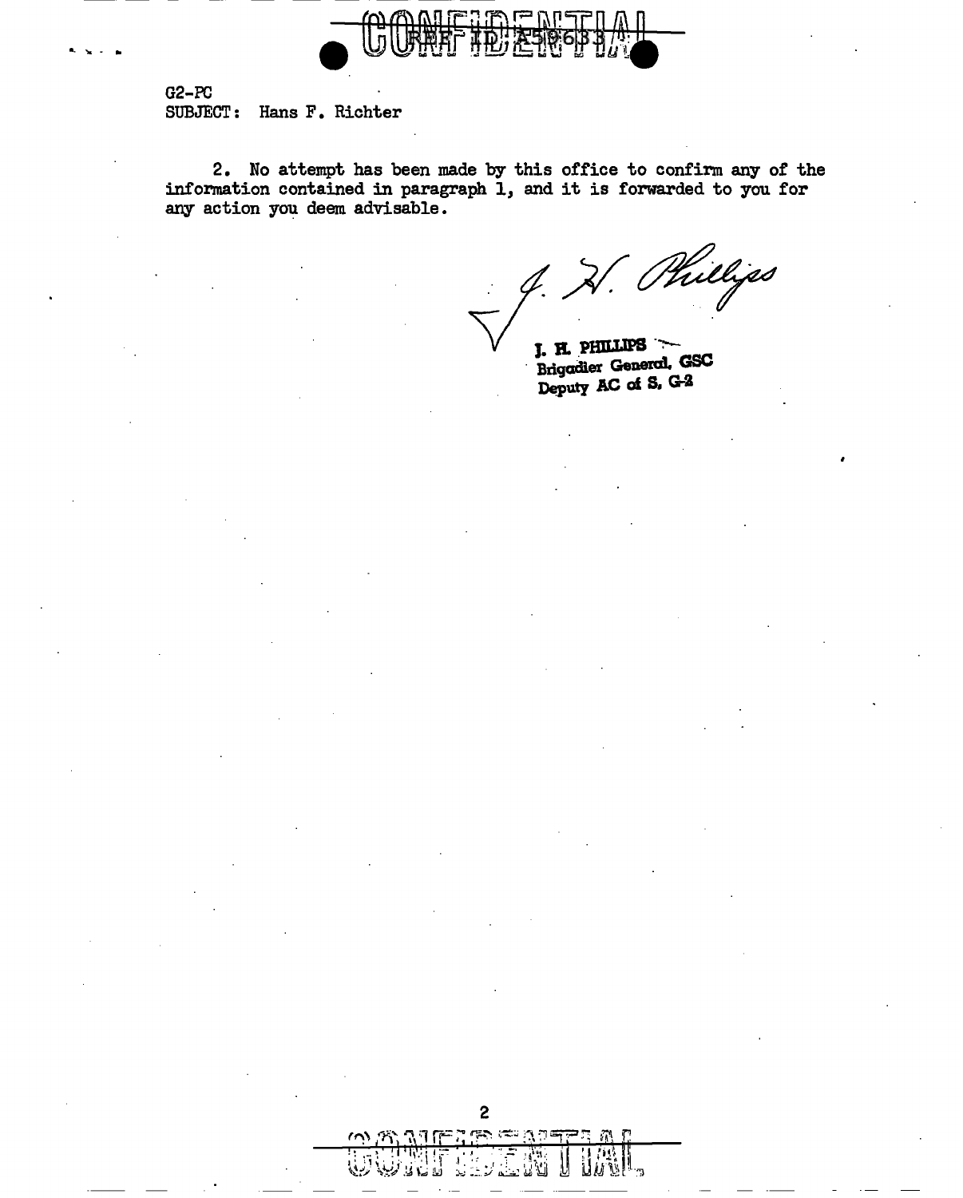CONFIDENTIAL

REF ID:A59633

G2-PC
SUBJECT: Hans F. Richter

2. No attempt has been made by this office to confirm any of the information contained in paragraph 1, and it is forwarded to you for any action you deem advisable.

J. H. Phillips

J. H. PHILLIPS
Brigadier General, GSC
Deputy AC of S, G-2

CONFIDENTIAL